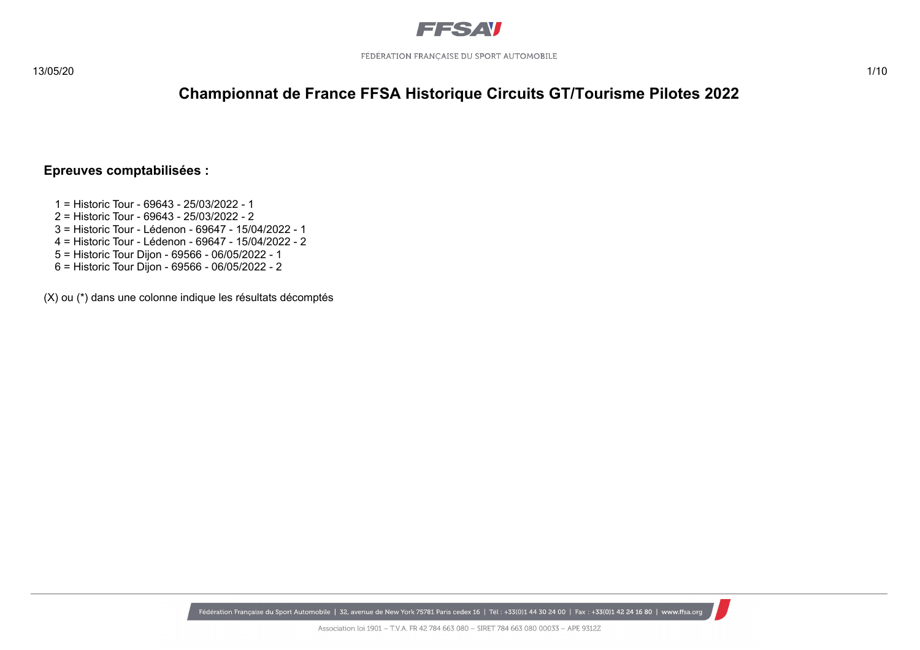# Championnat de France FFSA Historique Circuits GT/Tourisme Pilotes 2022

## Epreuves comptabilisées :

1 = Historic Tour - 69643 - 25/03/2022 - 1
2 = Historic Tour - 69643 - 25/03/2022 - 2
3 = Historic Tour - Lédenon - 69647 - 15/04/2022 - 1
4 = Historic Tour - Lédenon - 69647 - 15/04/2022 - 2
5 = Historic Tour Dijon - 69566 - 06/05/2022 - 1
6 = Historic Tour Dijon - 69566 - 06/05/2022 - 2

(X) ou (*) dans une colonne indique les résultats décomptés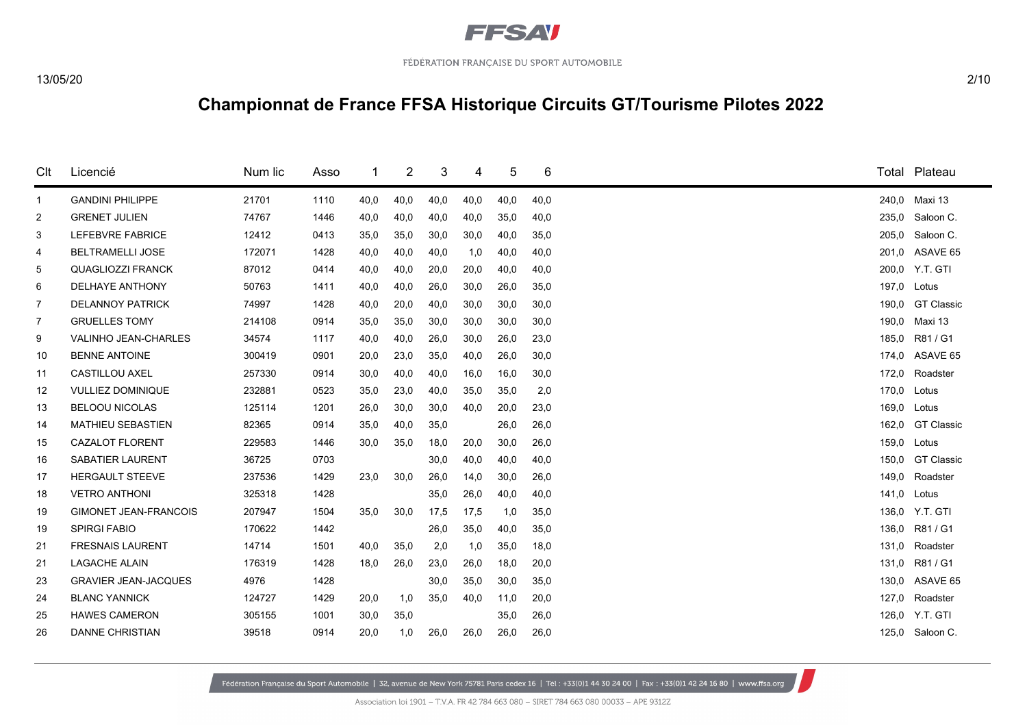# Championnat de France FFSA Historique Circuits GT/Tourisme Pilotes 2022

| Clt | Licencié | Num lic | Asso | 1 | 2 | 3 | 4 | 5 | 6 | Total | Plateau |
|---|---|---|---|---|---|---|---|---|---|---|---|
| 1 | GANDINI PHILIPPE | 21701 | 1110 | 40,0 | 40,0 | 40,0 | 40,0 | 40,0 | 40,0 | 240,0 | Maxi 13 |
| 2 | GRENET JULIEN | 74767 | 1446 | 40,0 | 40,0 | 40,0 | 40,0 | 35,0 | 40,0 | 235,0 | Saloon C. |
| 3 | LEFEBVRE FABRICE | 12412 | 0413 | 35,0 | 35,0 | 30,0 | 30,0 | 40,0 | 35,0 | 205,0 | Saloon C. |
| 4 | BELTRAMELLI JOSE | 172071 | 1428 | 40,0 | 40,0 | 40,0 | 1,0 | 40,0 | 40,0 | 201,0 | ASAVE 65 |
| 5 | QUAGLIOZZI FRANCK | 87012 | 0414 | 40,0 | 40,0 | 20,0 | 20,0 | 40,0 | 40,0 | 200,0 | Y.T. GTI |
| 6 | DELHAYE ANTHONY | 50763 | 1411 | 40,0 | 40,0 | 26,0 | 30,0 | 26,0 | 35,0 | 197,0 | Lotus |
| 7 | DELANNOY PATRICK | 74997 | 1428 | 40,0 | 20,0 | 40,0 | 30,0 | 30,0 | 30,0 | 190,0 | GT Classic |
| 7 | GRUELLES TOMY | 214108 | 0914 | 35,0 | 35,0 | 30,0 | 30,0 | 30,0 | 30,0 | 190,0 | Maxi 13 |
| 9 | VALINHO JEAN-CHARLES | 34574 | 1117 | 40,0 | 40,0 | 26,0 | 30,0 | 26,0 | 23,0 | 185,0 | R81 / G1 |
| 10 | BENNE ANTOINE | 300419 | 0901 | 20,0 | 23,0 | 35,0 | 40,0 | 26,0 | 30,0 | 174,0 | ASAVE 65 |
| 11 | CASTILLOU AXEL | 257330 | 0914 | 30,0 | 40,0 | 40,0 | 16,0 | 16,0 | 30,0 | 172,0 | Roadster |
| 12 | VULLIEZ DOMINIQUE | 232881 | 0523 | 35,0 | 23,0 | 40,0 | 35,0 | 35,0 | 2,0 | 170,0 | Lotus |
| 13 | BELOOU NICOLAS | 125114 | 1201 | 26,0 | 30,0 | 30,0 | 40,0 | 20,0 | 23,0 | 169,0 | Lotus |
| 14 | MATHIEU SEBASTIEN | 82365 | 0914 | 35,0 | 40,0 | 35,0 | | 26,0 | 26,0 | 162,0 | GT Classic |
| 15 | CAZALOT FLORENT | 229583 | 1446 | 30,0 | 35,0 | 18,0 | 20,0 | 30,0 | 26,0 | 159,0 | Lotus |
| 16 | SABATIER LAURENT | 36725 | 0703 | | | 30,0 | 40,0 | 40,0 | 40,0 | 150,0 | GT Classic |
| 17 | HERGAULT STEEVE | 237536 | 1429 | 23,0 | 30,0 | 26,0 | 14,0 | 30,0 | 26,0 | 149,0 | Roadster |
| 18 | VETRO ANTHONI | 325318 | 1428 | | | 35,0 | 26,0 | 40,0 | 40,0 | 141,0 | Lotus |
| 19 | GIMONET JEAN-FRANCOIS | 207947 | 1504 | 35,0 | 30,0 | 17,5 | 17,5 | 1,0 | 35,0 | 136,0 | Y.T. GTI |
| 19 | SPIRGI FABIO | 170622 | 1442 | | | 26,0 | 35,0 | 40,0 | 35,0 | 136,0 | R81 / G1 |
| 21 | FRESNAIS LAURENT | 14714 | 1501 | 40,0 | 35,0 | 2,0 | 1,0 | 35,0 | 18,0 | 131,0 | Roadster |
| 21 | LAGACHE ALAIN | 176319 | 1428 | 18,0 | 26,0 | 23,0 | 26,0 | 18,0 | 20,0 | 131,0 | R81 / G1 |
| 23 | GRAVIER JEAN-JACQUES | 4976 | 1428 | | | 30,0 | 35,0 | 30,0 | 35,0 | 130,0 | ASAVE 65 |
| 24 | BLANC YANNICK | 124727 | 1429 | 20,0 | 1,0 | 35,0 | 40,0 | 11,0 | 20,0 | 127,0 | Roadster |
| 25 | HAWES CAMERON | 305155 | 1001 | 30,0 | 35,0 | | | 35,0 | 26,0 | 126,0 | Y.T. GTI |
| 26 | DANNE CHRISTIAN | 39518 | 0914 | 20,0 | 1,0 | 26,0 | 26,0 | 26,0 | 26,0 | 125,0 | Saloon C. |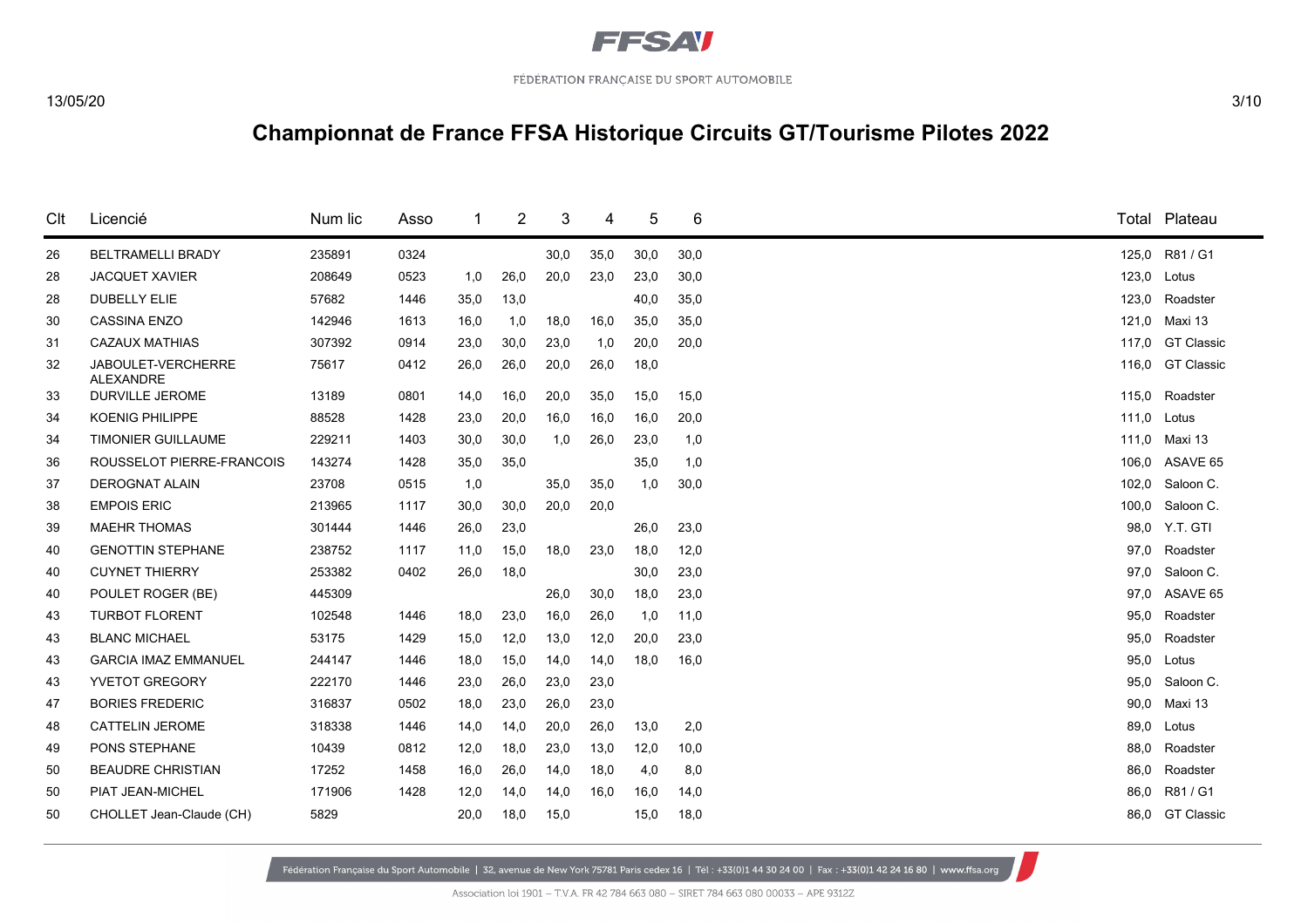# Championnat de France FFSA Historique Circuits GT/Tourisme Pilotes 2022

| Clt | Licencié | Num lic | Asso | 1 | 2 | 3 | 4 | 5 | 6 | Total | Plateau |
|---|---|---|---|---|---|---|---|---|---|---|---|
| 26 | BELTRAMELLI BRADY | 235891 | 0324 | | | 30,0 | 35,0 | 30,0 | 30,0 | 125,0 | R81 / G1 |
| 28 | JACQUET XAVIER | 208649 | 0523 | 1,0 | 26,0 | 20,0 | 23,0 | 23,0 | 30,0 | 123,0 | Lotus |
| 28 | DUBELLY ELIE | 57682 | 1446 | 35,0 | 13,0 | | | 40,0 | 35,0 | 123,0 | Roadster |
| 30 | CASSINA ENZO | 142946 | 1613 | 16,0 | 1,0 | 18,0 | 16,0 | 35,0 | 35,0 | 121,0 | Maxi 13 |
| 31 | CAZAUX MATHIAS | 307392 | 0914 | 23,0 | 30,0 | 23,0 | 1,0 | 20,0 | 20,0 | 117,0 | GT Classic |
| 32 | JABOULET-VERCHERRE ALEXANDRE | 75617 | 0412 | 26,0 | 26,0 | 20,0 | 26,0 | 18,0 | | 116,0 | GT Classic |
| 33 | DURVILLE JEROME | 13189 | 0801 | 14,0 | 16,0 | 20,0 | 35,0 | 15,0 | 15,0 | 115,0 | Roadster |
| 34 | KOENIG PHILIPPE | 88528 | 1428 | 23,0 | 20,0 | 16,0 | 16,0 | 16,0 | 20,0 | 111,0 | Lotus |
| 34 | TIMONIER GUILLAUME | 229211 | 1403 | 30,0 | 30,0 | 1,0 | 26,0 | 23,0 | 1,0 | 111,0 | Maxi 13 |
| 36 | ROUSSELOT PIERRE-FRANCOIS | 143274 | 1428 | 35,0 | 35,0 | | | 35,0 | 1,0 | 106,0 | ASAVE 65 |
| 37 | DEROGNAT ALAIN | 23708 | 0515 | 1,0 | | 35,0 | 35,0 | 1,0 | 30,0 | 102,0 | Saloon C. |
| 38 | EMPOIS ERIC | 213965 | 1117 | 30,0 | 30,0 | 20,0 | 20,0 | | | 100,0 | Saloon C. |
| 39 | MAEHR THOMAS | 301444 | 1446 | 26,0 | 23,0 | | | 26,0 | 23,0 | 98,0 | Y.T. GTI |
| 40 | GENOTTIN STEPHANE | 238752 | 1117 | 11,0 | 15,0 | 18,0 | 23,0 | 18,0 | 12,0 | 97,0 | Roadster |
| 40 | CUYNET THIERRY | 253382 | 0402 | 26,0 | 18,0 | | | 30,0 | 23,0 | 97,0 | Saloon C. |
| 40 | POULET ROGER (BE) | 445309 | | | | 26,0 | 30,0 | 18,0 | 23,0 | 97,0 | ASAVE 65 |
| 43 | TURBOT FLORENT | 102548 | 1446 | 18,0 | 23,0 | 16,0 | 26,0 | 1,0 | 11,0 | 95,0 | Roadster |
| 43 | BLANC MICHAEL | 53175 | 1429 | 15,0 | 12,0 | 13,0 | 12,0 | 20,0 | 23,0 | 95,0 | Roadster |
| 43 | GARCIA IMAZ EMMANUEL | 244147 | 1446 | 18,0 | 15,0 | 14,0 | 14,0 | 18,0 | 16,0 | 95,0 | Lotus |
| 43 | YVETOT GREGORY | 222170 | 1446 | 23,0 | 26,0 | 23,0 | 23,0 | | | 95,0 | Saloon C. |
| 47 | BORIES FREDERIC | 316837 | 0502 | 18,0 | 23,0 | 26,0 | 23,0 | | | 90,0 | Maxi 13 |
| 48 | CATTELIN JEROME | 318338 | 1446 | 14,0 | 14,0 | 20,0 | 26,0 | 13,0 | 2,0 | 89,0 | Lotus |
| 49 | PONS STEPHANE | 10439 | 0812 | 12,0 | 18,0 | 23,0 | 13,0 | 12,0 | 10,0 | 88,0 | Roadster |
| 50 | BEAUDRE CHRISTIAN | 17252 | 1458 | 16,0 | 26,0 | 14,0 | 18,0 | 4,0 | 8,0 | 86,0 | Roadster |
| 50 | PIAT JEAN-MICHEL | 171906 | 1428 | 12,0 | 14,0 | 14,0 | 16,0 | 16,0 | 14,0 | 86,0 | R81 / G1 |
| 50 | CHOLLET Jean-Claude (CH) | 5829 | | 20,0 | 18,0 | 15,0 | | 15,0 | 18,0 | 86,0 | GT Classic |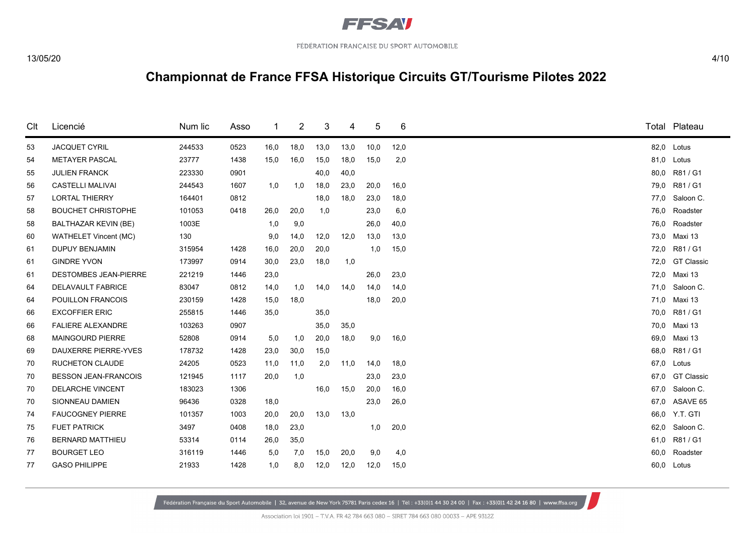# Championnat de France FFSA Historique Circuits GT/Tourisme Pilotes 2022

| Clt | Licencié | Num lic | Asso | 1 | 2 | 3 | 4 | 5 | 6 | Total | Plateau |
|---|---|---|---|---|---|---|---|---|---|---|---|
| 53 | JACQUET CYRIL | 244533 | 0523 | 16,0 | 18,0 | 13,0 | 13,0 | 10,0 | 12,0 | 82,0 | Lotus |
| 54 | METAYER PASCAL | 23777 | 1438 | 15,0 | 16,0 | 15,0 | 18,0 | 15,0 | 2,0 | 81,0 | Lotus |
| 55 | JULIEN FRANCK | 223330 | 0901 | | | 40,0 | 40,0 | | | 80,0 | R81 / G1 |
| 56 | CASTELLI MALIVAI | 244543 | 1607 | 1,0 | 1,0 | 18,0 | 23,0 | 20,0 | 16,0 | 79,0 | R81 / G1 |
| 57 | LORTAL THIERRY | 164401 | 0812 | | | 18,0 | 18,0 | 23,0 | 18,0 | 77,0 | Saloon C. |
| 58 | BOUCHET CHRISTOPHE | 101053 | 0418 | 26,0 | 20,0 | 1,0 | | 23,0 | 6,0 | 76,0 | Roadster |
| 58 | BALTHAZAR KEVIN (BE) | 1003E | | 1,0 | 9,0 | | | 26,0 | 40,0 | 76,0 | Roadster |
| 60 | WATHELET Vincent (MC) | 130 | | 9,0 | 14,0 | 12,0 | 12,0 | 13,0 | 13,0 | 73,0 | Maxi 13 |
| 61 | DUPUY BENJAMIN | 315954 | 1428 | 16,0 | 20,0 | 20,0 | | 1,0 | 15,0 | 72,0 | R81 / G1 |
| 61 | GINDRE YVON | 173997 | 0914 | 30,0 | 23,0 | 18,0 | 1,0 | | | 72,0 | GT Classic |
| 61 | DESTOMBES JEAN-PIERRE | 221219 | 1446 | 23,0 | | | | 26,0 | 23,0 | 72,0 | Maxi 13 |
| 64 | DELAVAULT FABRICE | 83047 | 0812 | 14,0 | 1,0 | 14,0 | 14,0 | 14,0 | 14,0 | 71,0 | Saloon C. |
| 64 | POUILLON FRANCOIS | 230159 | 1428 | 15,0 | 18,0 | | | 18,0 | 20,0 | 71,0 | Maxi 13 |
| 66 | EXCOFFIER ERIC | 255815 | 1446 | 35,0 | | 35,0 | | | | 70,0 | R81 / G1 |
| 66 | FALIERE ALEXANDRE | 103263 | 0907 | | | 35,0 | 35,0 | | | 70,0 | Maxi 13 |
| 68 | MAINGOURD PIERRE | 52808 | 0914 | 5,0 | 1,0 | 20,0 | 18,0 | 9,0 | 16,0 | 69,0 | Maxi 13 |
| 69 | DAUXERRE PIERRE-YVES | 178732 | 1428 | 23,0 | 30,0 | 15,0 | | | | 68,0 | R81 / G1 |
| 70 | RUCHETON CLAUDE | 24205 | 0523 | 11,0 | 11,0 | 2,0 | 11,0 | 14,0 | 18,0 | 67,0 | Lotus |
| 70 | BESSON JEAN-FRANCOIS | 121945 | 1117 | 20,0 | 1,0 | | | 23,0 | 23,0 | 67,0 | GT Classic |
| 70 | DELARCHE VINCENT | 183023 | 1306 | | | 16,0 | 15,0 | 20,0 | 16,0 | 67,0 | Saloon C. |
| 70 | SIONNEAU DAMIEN | 96436 | 0328 | 18,0 | | | | 23,0 | 26,0 | 67,0 | ASAVE 65 |
| 74 | FAUCOGNEY PIERRE | 101357 | 1003 | 20,0 | 20,0 | 13,0 | 13,0 | | | 66,0 | Y.T. GTI |
| 75 | FUET PATRICK | 3497 | 0408 | 18,0 | 23,0 | | | 1,0 | 20,0 | 62,0 | Saloon C. |
| 76 | BERNARD MATTHIEU | 53314 | 0114 | 26,0 | 35,0 | | | | | 61,0 | R81 / G1 |
| 77 | BOURGET LEO | 316119 | 1446 | 5,0 | 7,0 | 15,0 | 20,0 | 9,0 | 4,0 | 60,0 | Roadster |
| 77 | GASO PHILIPPE | 21933 | 1428 | 1,0 | 8,0 | 12,0 | 12,0 | 12,0 | 15,0 | 60,0 | Lotus |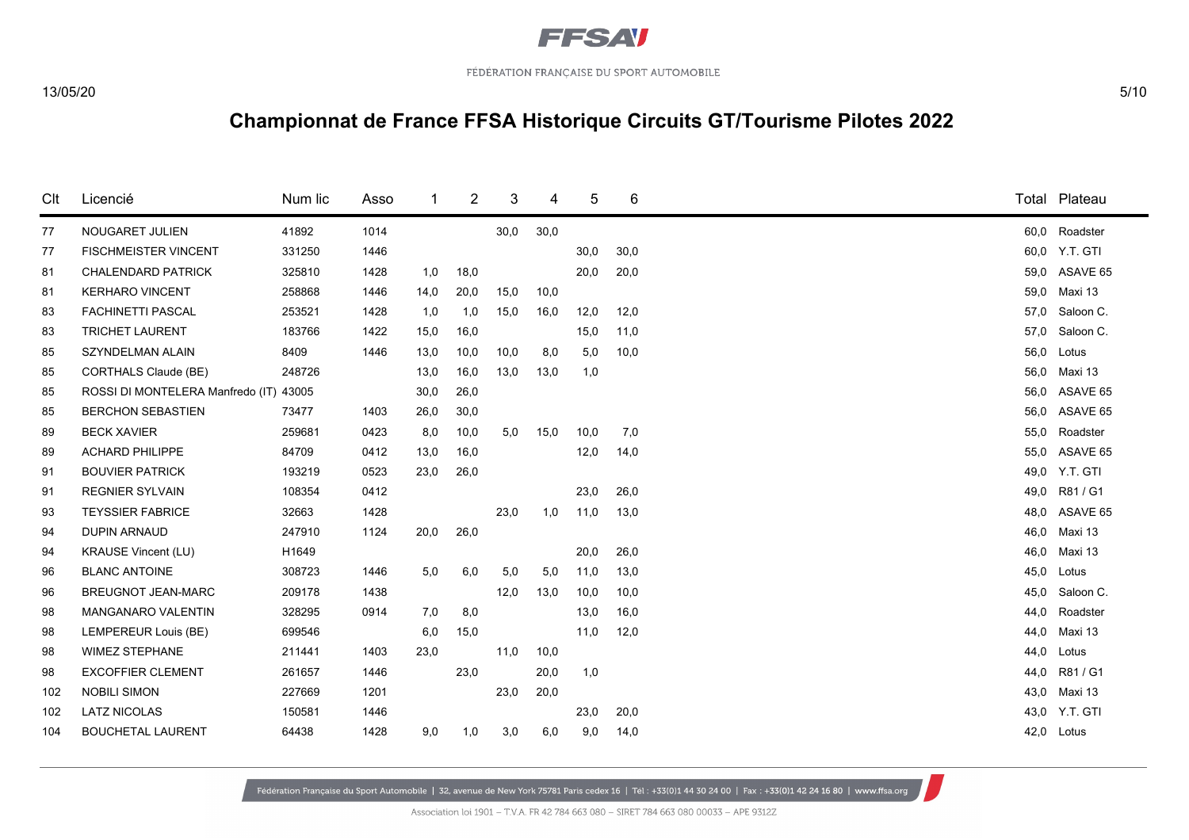# Championnat de France FFSA Historique Circuits GT/Tourisme Pilotes 2022

| Clt | Licencié | Num lic | Asso | 1 | 2 | 3 | 4 | 5 | 6 | Total | Plateau |
|---|---|---|---|---|---|---|---|---|---|---|---|
| 77 | NOUGARET JULIEN | 41892 | 1014 | | | 30,0 | 30,0 | | | 60,0 | Roadster |
| 77 | FISCHMEISTER VINCENT | 331250 | 1446 | | | | | 30,0 | 30,0 | 60,0 | Y.T. GTI |
| 81 | CHALENDARD PATRICK | 325810 | 1428 | 1,0 | 18,0 | | | 20,0 | 20,0 | 59,0 | ASAVE 65 |
| 81 | KERHARO VINCENT | 258868 | 1446 | 14,0 | 20,0 | 15,0 | 10,0 | | | 59,0 | Maxi 13 |
| 83 | FACHINETTI PASCAL | 253521 | 1428 | 1,0 | 1,0 | 15,0 | 16,0 | 12,0 | 12,0 | 57,0 | Saloon C. |
| 83 | TRICHET LAURENT | 183766 | 1422 | 15,0 | 16,0 | | | 15,0 | 11,0 | 57,0 | Saloon C. |
| 85 | SZYNDELMAN ALAIN | 8409 | 1446 | 13,0 | 10,0 | 10,0 | 8,0 | 5,0 | 10,0 | 56,0 | Lotus |
| 85 | CORTHALS Claude (BE) | 248726 | | 13,0 | 16,0 | 13,0 | 13,0 | 1,0 | | 56,0 | Maxi 13 |
| 85 | ROSSI DI MONTELERA Manfredo (IT) | 43005 | | 30,0 | 26,0 | | | | | 56,0 | ASAVE 65 |
| 85 | BERCHON SEBASTIEN | 73477 | 1403 | 26,0 | 30,0 | | | | | 56,0 | ASAVE 65 |
| 89 | BECK XAVIER | 259681 | 0423 | 8,0 | 10,0 | 5,0 | 15,0 | 10,0 | 7,0 | 55,0 | Roadster |
| 89 | ACHARD PHILIPPE | 84709 | 0412 | 13,0 | 16,0 | | | 12,0 | 14,0 | 55,0 | ASAVE 65 |
| 91 | BOUVIER PATRICK | 193219 | 0523 | 23,0 | 26,0 | | | | | 49,0 | Y.T. GTI |
| 91 | REGNIER SYLVAIN | 108354 | 0412 | | | | | 23,0 | 26,0 | 49,0 | R81 / G1 |
| 93 | TEYSSIER FABRICE | 32663 | 1428 | | | 23,0 | 1,0 | 11,0 | 13,0 | 48,0 | ASAVE 65 |
| 94 | DUPIN ARNAUD | 247910 | 1124 | 20,0 | 26,0 | | | | | 46,0 | Maxi 13 |
| 94 | KRAUSE Vincent (LU) | H1649 | | | | | | 20,0 | 26,0 | 46,0 | Maxi 13 |
| 96 | BLANC ANTOINE | 308723 | 1446 | 5,0 | 6,0 | 5,0 | 5,0 | 11,0 | 13,0 | 45,0 | Lotus |
| 96 | BREUGNOT JEAN-MARC | 209178 | 1438 | | | 12,0 | 13,0 | 10,0 | 10,0 | 45,0 | Saloon C. |
| 98 | MANGANARO VALENTIN | 328295 | 0914 | 7,0 | 8,0 | | | 13,0 | 16,0 | 44,0 | Roadster |
| 98 | LEMPEREUR Louis (BE) | 699546 | | 6,0 | 15,0 | | | 11,0 | 12,0 | 44,0 | Maxi 13 |
| 98 | WIMEZ STEPHANE | 211441 | 1403 | 23,0 | | 11,0 | 10,0 | | | 44,0 | Lotus |
| 98 | EXCOFFIER CLEMENT | 261657 | 1446 | | 23,0 | | 20,0 | 1,0 | | 44,0 | R81 / G1 |
| 102 | NOBILI SIMON | 227669 | 1201 | | | 23,0 | 20,0 | | | 43,0 | Maxi 13 |
| 102 | LATZ NICOLAS | 150581 | 1446 | | | | | 23,0 | 20,0 | 43,0 | Y.T. GTI |
| 104 | BOUCHETAL LAURENT | 64438 | 1428 | 9,0 | 1,0 | 3,0 | 6,0 | 9,0 | 14,0 | 42,0 | Lotus |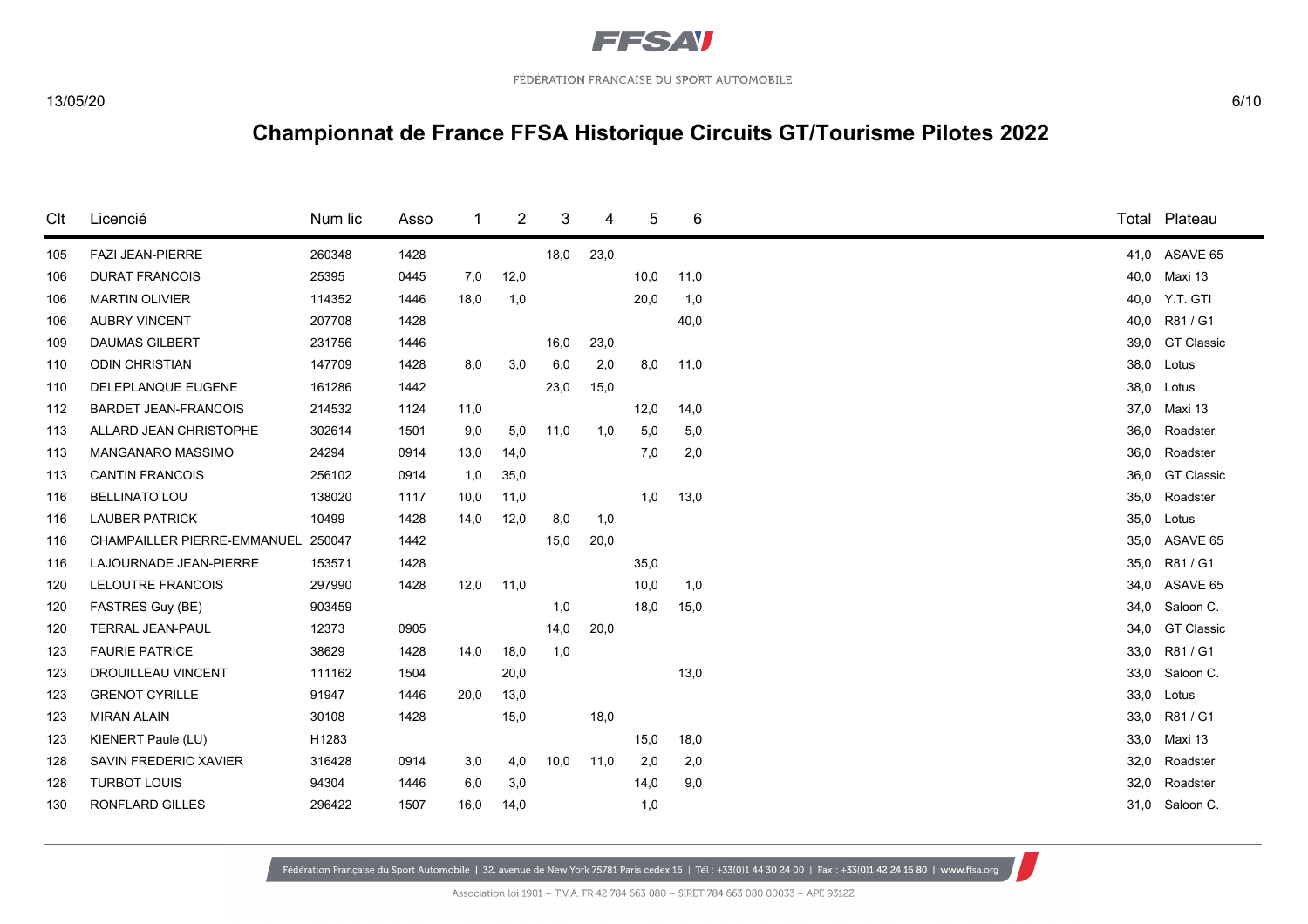# Championnat de France FFSA Historique Circuits GT/Tourisme Pilotes 2022

| Clt | Licencié | Num lic | Asso | 1 | 2 | 3 | 4 | 5 | 6 | Total | Plateau |
|---|---|---|---|---|---|---|---|---|---|---|---|
| 105 | FAZI JEAN-PIERRE | 260348 | 1428 | | | 18,0 | 23,0 | | | 41,0 | ASAVE 65 |
| 106 | DURAT FRANCOIS | 25395 | 0445 | 7,0 | 12,0 | | | 10,0 | 11,0 | 40,0 | Maxi 13 |
| 106 | MARTIN OLIVIER | 114352 | 1446 | 18,0 | 1,0 | | | 20,0 | 1,0 | 40,0 | Y.T. GTI |
| 106 | AUBRY VINCENT | 207708 | 1428 | | | | | | 40,0 | 40,0 | R81 / G1 |
| 109 | DAUMAS GILBERT | 231756 | 1446 | | | 16,0 | 23,0 | | | 39,0 | GT Classic |
| 110 | ODIN CHRISTIAN | 147709 | 1428 | 8,0 | 3,0 | 6,0 | 2,0 | 8,0 | 11,0 | 38,0 | Lotus |
| 110 | DELEPLANQUE EUGENE | 161286 | 1442 | | | 23,0 | 15,0 | | | 38,0 | Lotus |
| 112 | BARDET JEAN-FRANCOIS | 214532 | 1124 | 11,0 | | | | 12,0 | 14,0 | 37,0 | Maxi 13 |
| 113 | ALLARD JEAN CHRISTOPHE | 302614 | 1501 | 9,0 | 5,0 | 11,0 | 1,0 | 5,0 | 5,0 | 36,0 | Roadster |
| 113 | MANGANARO MASSIMO | 24294 | 0914 | 13,0 | 14,0 | | | 7,0 | 2,0 | 36,0 | Roadster |
| 113 | CANTIN FRANCOIS | 256102 | 0914 | 1,0 | 35,0 | | | | | 36,0 | GT Classic |
| 116 | BELLINATO LOU | 138020 | 1117 | 10,0 | 11,0 | | | 1,0 | 13,0 | 35,0 | Roadster |
| 116 | LAUBER PATRICK | 10499 | 1428 | 14,0 | 12,0 | 8,0 | 1,0 | | | 35,0 | Lotus |
| 116 | CHAMPAILLER PIERRE-EMMANUEL | 250047 | 1442 | | | 15,0 | 20,0 | | | 35,0 | ASAVE 65 |
| 116 | LAJOURNADE JEAN-PIERRE | 153571 | 1428 | | | | | 35,0 | | 35,0 | R81 / G1 |
| 120 | LELOUTRE FRANCOIS | 297990 | 1428 | 12,0 | 11,0 | | | 10,0 | 1,0 | 34,0 | ASAVE 65 |
| 120 | FASTRES Guy (BE) | 903459 | | | | 1,0 | | 18,0 | 15,0 | 34,0 | Saloon C. |
| 120 | TERRAL JEAN-PAUL | 12373 | 0905 | | | 14,0 | 20,0 | | | 34,0 | GT Classic |
| 123 | FAURIE PATRICE | 38629 | 1428 | 14,0 | 18,0 | 1,0 | | | | 33,0 | R81 / G1 |
| 123 | DROUILLEAU VINCENT | 111162 | 1504 | | 20,0 | | | | 13,0 | 33,0 | Saloon C. |
| 123 | GRENOT CYRILLE | 91947 | 1446 | 20,0 | 13,0 | | | | | 33,0 | Lotus |
| 123 | MIRAN ALAIN | 30108 | 1428 | | 15,0 | | 18,0 | | | 33,0 | R81 / G1 |
| 123 | KIENERT Paule (LU) | H1283 | | | | | | 15,0 | 18,0 | 33,0 | Maxi 13 |
| 128 | SAVIN FREDERIC XAVIER | 316428 | 0914 | 3,0 | 4,0 | 10,0 | 11,0 | 2,0 | 2,0 | 32,0 | Roadster |
| 128 | TURBOT LOUIS | 94304 | 1446 | 6,0 | 3,0 | | | 14,0 | 9,0 | 32,0 | Roadster |
| 130 | RONFLARD GILLES | 296422 | 1507 | 16,0 | 14,0 | | | 1,0 | | 31,0 | Saloon C. |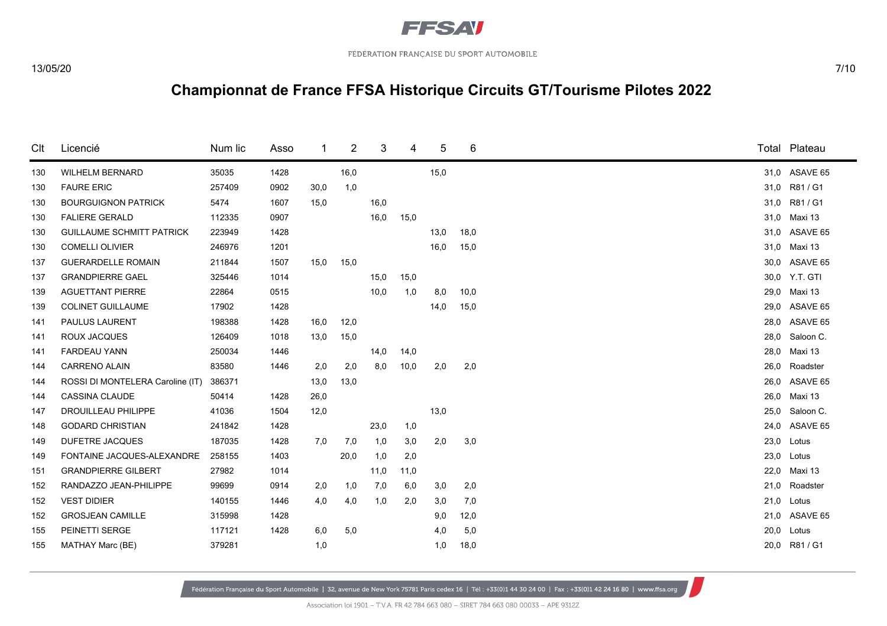# Championnat de France FFSA Historique Circuits GT/Tourisme Pilotes 2022

| Clt | Licencié | Num lic | Asso | 1 | 2 | 3 | 4 | 5 | 6 | Total | Plateau |
|---|---|---|---|---|---|---|---|---|---|---|---|
| 130 | WILHELM BERNARD | 35035 | 1428 | | 16,0 | | | 15,0 | | 31,0 | ASAVE 65 |
| 130 | FAURE ERIC | 257409 | 0902 | 30,0 | 1,0 | | | | | 31,0 | R81 / G1 |
| 130 | BOURGUIGNON PATRICK | 5474 | 1607 | 15,0 | | 16,0 | | | | 31,0 | R81 / G1 |
| 130 | FALIERE GERALD | 112335 | 0907 | | | 16,0 | 15,0 | | | 31,0 | Maxi 13 |
| 130 | GUILLAUME SCHMITT PATRICK | 223949 | 1428 | | | | | 13,0 | 18,0 | 31,0 | ASAVE 65 |
| 130 | COMELLI OLIVIER | 246976 | 1201 | | | | | 16,0 | 15,0 | 31,0 | Maxi 13 |
| 137 | GUERARDELLE ROMAIN | 211844 | 1507 | 15,0 | 15,0 | | | | | 30,0 | ASAVE 65 |
| 137 | GRANDPIERRE GAEL | 325446 | 1014 | | | 15,0 | 15,0 | | | 30,0 | Y.T. GTI |
| 139 | AGUETTANT PIERRE | 22864 | 0515 | | | 10,0 | 1,0 | 8,0 | 10,0 | 29,0 | Maxi 13 |
| 139 | COLINET GUILLAUME | 17902 | 1428 | | | | | 14,0 | 15,0 | 29,0 | ASAVE 65 |
| 141 | PAULUS LAURENT | 198388 | 1428 | 16,0 | 12,0 | | | | | 28,0 | ASAVE 65 |
| 141 | ROUX JACQUES | 126409 | 1018 | 13,0 | 15,0 | | | | | 28,0 | Saloon C. |
| 141 | FARDEAU YANN | 250034 | 1446 | | | 14,0 | 14,0 | | | 28,0 | Maxi 13 |
| 144 | CARRENO ALAIN | 83580 | 1446 | 2,0 | 2,0 | 8,0 | 10,0 | 2,0 | 2,0 | 26,0 | Roadster |
| 144 | ROSSI DI MONTELERA Caroline (IT) | 386371 | | 13,0 | 13,0 | | | | | 26,0 | ASAVE 65 |
| 144 | CASSINA CLAUDE | 50414 | 1428 | 26,0 | | | | | | 26,0 | Maxi 13 |
| 147 | DROUILLEAU PHILIPPE | 41036 | 1504 | 12,0 | | | | 13,0 | | 25,0 | Saloon C. |
| 148 | GODARD CHRISTIAN | 241842 | 1428 | | | 23,0 | 1,0 | | | 24,0 | ASAVE 65 |
| 149 | DUFETRE JACQUES | 187035 | 1428 | 7,0 | 7,0 | 1,0 | 3,0 | 2,0 | 3,0 | 23,0 | Lotus |
| 149 | FONTAINE JACQUES-ALEXANDRE | 258155 | 1403 | | 20,0 | 1,0 | 2,0 | | | 23,0 | Lotus |
| 151 | GRANDPIERRE GILBERT | 27982 | 1014 | | | 11,0 | 11,0 | | | 22,0 | Maxi 13 |
| 152 | RANDAZZO JEAN-PHILIPPE | 99699 | 0914 | 2,0 | 1,0 | 7,0 | 6,0 | 3,0 | 2,0 | 21,0 | Roadster |
| 152 | VEST DIDIER | 140155 | 1446 | 4,0 | 4,0 | 1,0 | 2,0 | 3,0 | 7,0 | 21,0 | Lotus |
| 152 | GROSJEAN CAMILLE | 315998 | 1428 | | | | | 9,0 | 12,0 | 21,0 | ASAVE 65 |
| 155 | PEINETTI SERGE | 117121 | 1428 | 6,0 | 5,0 | | | 4,0 | 5,0 | 20,0 | Lotus |
| 155 | MATHAY Marc (BE) | 379281 | | 1,0 | | | | 1,0 | 18,0 | 20,0 | R81 / G1 |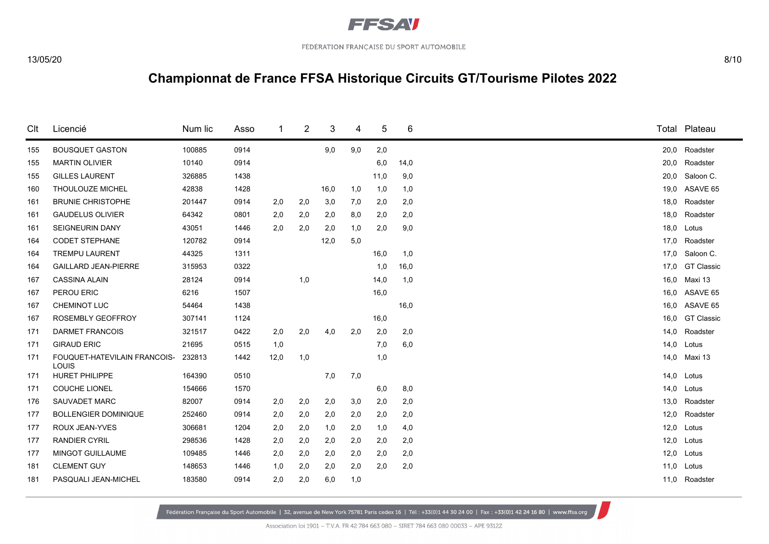# Championnat de France FFSA Historique Circuits GT/Tourisme Pilotes 2022

| Clt | Licencié | Num lic | Asso | 1 | 2 | 3 | 4 | 5 | 6 | Total | Plateau |
|---|---|---|---|---|---|---|---|---|---|---|---|
| 155 | BOUSQUET GASTON | 100885 | 0914 | | | 9,0 | 9,0 | 2,0 | | 20,0 | Roadster |
| 155 | MARTIN OLIVIER | 10140 | 0914 | | | | | 6,0 | 14,0 | 20,0 | Roadster |
| 155 | GILLES LAURENT | 326885 | 1438 | | | | | 11,0 | 9,0 | 20,0 | Saloon C. |
| 160 | THOULOUZE MICHEL | 42838 | 1428 | | | 16,0 | 1,0 | 1,0 | 1,0 | 19,0 | ASAVE 65 |
| 161 | BRUNIE CHRISTOPHE | 201447 | 0914 | 2,0 | 2,0 | 3,0 | 7,0 | 2,0 | 2,0 | 18,0 | Roadster |
| 161 | GAUDELUS OLIVIER | 64342 | 0801 | 2,0 | 2,0 | 2,0 | 8,0 | 2,0 | 2,0 | 18,0 | Roadster |
| 161 | SEIGNEURIN DANY | 43051 | 1446 | 2,0 | 2,0 | 2,0 | 1,0 | 2,0 | 9,0 | 18,0 | Lotus |
| 164 | CODET STEPHANE | 120782 | 0914 | | | 12,0 | 5,0 | | | 17,0 | Roadster |
| 164 | TREMPU LAURENT | 44325 | 1311 | | | | | 16,0 | 1,0 | 17,0 | Saloon C. |
| 164 | GAILLARD JEAN-PIERRE | 315953 | 0322 | | | | | 1,0 | 16,0 | 17,0 | GT Classic |
| 167 | CASSINA ALAIN | 28124 | 0914 | | 1,0 | | | 14,0 | 1,0 | 16,0 | Maxi 13 |
| 167 | PEROU ERIC | 6216 | 1507 | | | | | 16,0 | | 16,0 | ASAVE 65 |
| 167 | CHEMINOT LUC | 54464 | 1438 | | | | | | 16,0 | 16,0 | ASAVE 65 |
| 167 | ROSEMBLY GEOFFROY | 307141 | 1124 | | | | | 16,0 | | 16,0 | GT Classic |
| 171 | DARMET FRANCOIS | 321517 | 0422 | 2,0 | 2,0 | 4,0 | 2,0 | 2,0 | 2,0 | 14,0 | Roadster |
| 171 | GIRAUD ERIC | 21695 | 0515 | 1,0 | | | | 7,0 | 6,0 | 14,0 | Lotus |
| 171 | FOUQUET-HATEVILAIN FRANCOIS-LOUIS | 232813 | 1442 | 12,0 | 1,0 | | | 1,0 | | 14,0 | Maxi 13 |
| 171 | HURET PHILIPPE | 164390 | 0510 | | | 7,0 | 7,0 | | | 14,0 | Lotus |
| 171 | COUCHE LIONEL | 154666 | 1570 | | | | | 6,0 | 8,0 | 14,0 | Lotus |
| 176 | SAUVADET MARC | 82007 | 0914 | 2,0 | 2,0 | 2,0 | 3,0 | 2,0 | 2,0 | 13,0 | Roadster |
| 177 | BOLLENGIER DOMINIQUE | 252460 | 0914 | 2,0 | 2,0 | 2,0 | 2,0 | 2,0 | 2,0 | 12,0 | Roadster |
| 177 | ROUX JEAN-YVES | 306681 | 1204 | 2,0 | 2,0 | 1,0 | 2,0 | 1,0 | 4,0 | 12,0 | Lotus |
| 177 | RANDIER CYRIL | 298536 | 1428 | 2,0 | 2,0 | 2,0 | 2,0 | 2,0 | 2,0 | 12,0 | Lotus |
| 177 | MINGOT GUILLAUME | 109485 | 1446 | 2,0 | 2,0 | 2,0 | 2,0 | 2,0 | 2,0 | 12,0 | Lotus |
| 181 | CLEMENT GUY | 148653 | 1446 | 1,0 | 2,0 | 2,0 | 2,0 | 2,0 | 2,0 | 11,0 | Lotus |
| 181 | PASQUALI JEAN-MICHEL | 183580 | 0914 | 2,0 | 2,0 | 6,0 | 1,0 | | | 11,0 | Roadster |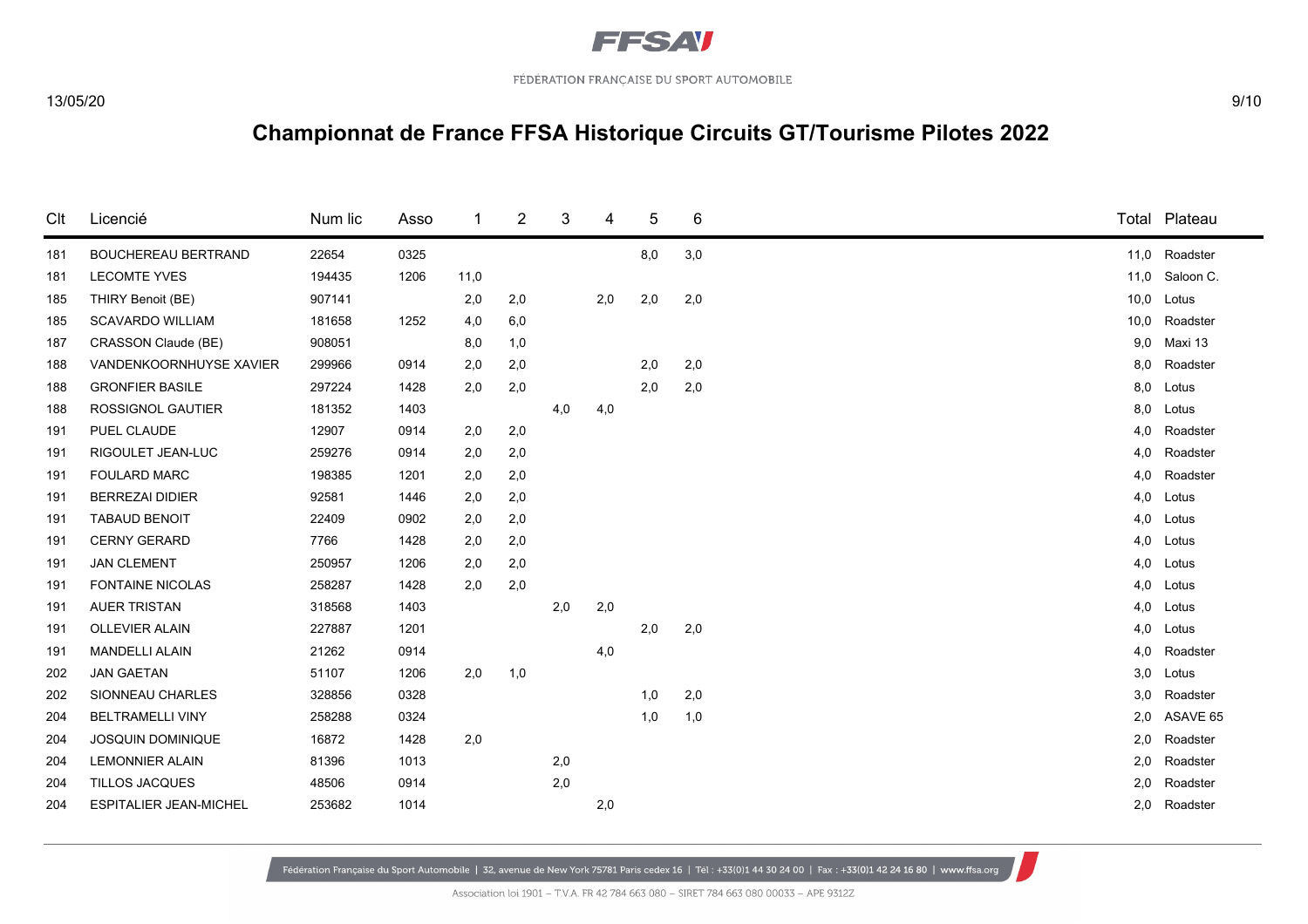# Championnat de France FFSA Historique Circuits GT/Tourisme Pilotes 2022

| Clt | Licencié | Num lic | Asso | 1 | 2 | 3 | 4 | 5 | 6 | Total | Plateau |
|---|---|---|---|---|---|---|---|---|---|---|---|
| 181 | BOUCHEREAU BERTRAND | 22654 | 0325 | | | | | 8,0 | 3,0 | 11,0 | Roadster |
| 181 | LECOMTE YVES | 194435 | 1206 | 11,0 | | | | | | 11,0 | Saloon C. |
| 185 | THIRY Benoit (BE) | 907141 | | 2,0 | 2,0 | | 2,0 | 2,0 | 2,0 | 10,0 | Lotus |
| 185 | SCAVARDO WILLIAM | 181658 | 1252 | 4,0 | 6,0 | | | | | 10,0 | Roadster |
| 187 | CRASSON Claude (BE) | 908051 | | 8,0 | 1,0 | | | | | 9,0 | Maxi 13 |
| 188 | VANDENKOORNHUYSE XAVIER | 299966 | 0914 | 2,0 | 2,0 | | | 2,0 | 2,0 | 8,0 | Roadster |
| 188 | GRONFIER BASILE | 297224 | 1428 | 2,0 | 2,0 | | | 2,0 | 2,0 | 8,0 | Lotus |
| 188 | ROSSIGNOL GAUTIER | 181352 | 1403 | | | 4,0 | 4,0 | | | 8,0 | Lotus |
| 191 | PUEL CLAUDE | 12907 | 0914 | 2,0 | 2,0 | | | | | 4,0 | Roadster |
| 191 | RIGOULET JEAN-LUC | 259276 | 0914 | 2,0 | 2,0 | | | | | 4,0 | Roadster |
| 191 | FOULARD MARC | 198385 | 1201 | 2,0 | 2,0 | | | | | 4,0 | Roadster |
| 191 | BERREZAI DIDIER | 92581 | 1446 | 2,0 | 2,0 | | | | | 4,0 | Lotus |
| 191 | TABAUD BENOIT | 22409 | 0902 | 2,0 | 2,0 | | | | | 4,0 | Lotus |
| 191 | CERNY GERARD | 7766 | 1428 | 2,0 | 2,0 | | | | | 4,0 | Lotus |
| 191 | JAN CLEMENT | 250957 | 1206 | 2,0 | 2,0 | | | | | 4,0 | Lotus |
| 191 | FONTAINE NICOLAS | 258287 | 1428 | 2,0 | 2,0 | | | | | 4,0 | Lotus |
| 191 | AUER TRISTAN | 318568 | 1403 | | | 2,0 | 2,0 | | | 4,0 | Lotus |
| 191 | OLLEVIER ALAIN | 227887 | 1201 | | | | | 2,0 | 2,0 | 4,0 | Lotus |
| 191 | MANDELLI ALAIN | 21262 | 0914 | | | | 4,0 | | | 4,0 | Roadster |
| 202 | JAN GAETAN | 51107 | 1206 | 2,0 | 1,0 | | | | | 3,0 | Lotus |
| 202 | SIONNEAU CHARLES | 328856 | 0328 | | | | | 1,0 | 2,0 | 3,0 | Roadster |
| 204 | BELTRAMELLI VINY | 258288 | 0324 | | | | | 1,0 | 1,0 | 2,0 | ASAVE 65 |
| 204 | JOSQUIN DOMINIQUE | 16872 | 1428 | 2,0 | | | | | | 2,0 | Roadster |
| 204 | LEMONNIER ALAIN | 81396 | 1013 | | | 2,0 | | | | 2,0 | Roadster |
| 204 | TILLOS JACQUES | 48506 | 0914 | | | 2,0 | | | | 2,0 | Roadster |
| 204 | ESPITALIER JEAN-MICHEL | 253682 | 1014 | | | | 2,0 | | | 2,0 | Roadster |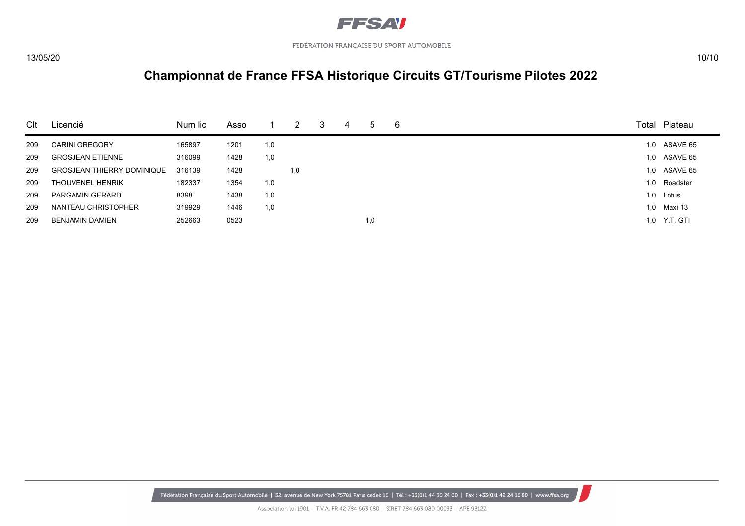# Championnat de France FFSA Historique Circuits GT/Tourisme Pilotes 2022

| Clt | Licencié | Num lic | Asso | 1 | 2 | 3 | 4 | 5 | 6 | Total | Plateau |
|---|---|---|---|---|---|---|---|---|---|---|---|
| 209 | CARINI GREGORY | 165897 | 1201 | 1,0 | | | | | | 1,0 | ASAVE 65 |
| 209 | GROSJEAN ETIENNE | 316099 | 1428 | 1,0 | | | | | | 1,0 | ASAVE 65 |
| 209 | GROSJEAN THIERRY DOMINIQUE | 316139 | 1428 | | 1,0 | | | | | 1,0 | ASAVE 65 |
| 209 | THOUVENEL HENRIK | 182337 | 1354 | 1,0 | | | | | | 1,0 | Roadster |
| 209 | PARGAMIN GERARD | 8398 | 1438 | 1,0 | | | | | | 1,0 | Lotus |
| 209 | NANTEAU CHRISTOPHER | 319929 | 1446 | 1,0 | | | | | | 1,0 | Maxi 13 |
| 209 | BENJAMIN DAMIEN | 252663 | 0523 | | | | | 1,0 | | 1,0 | Y.T. GTI |